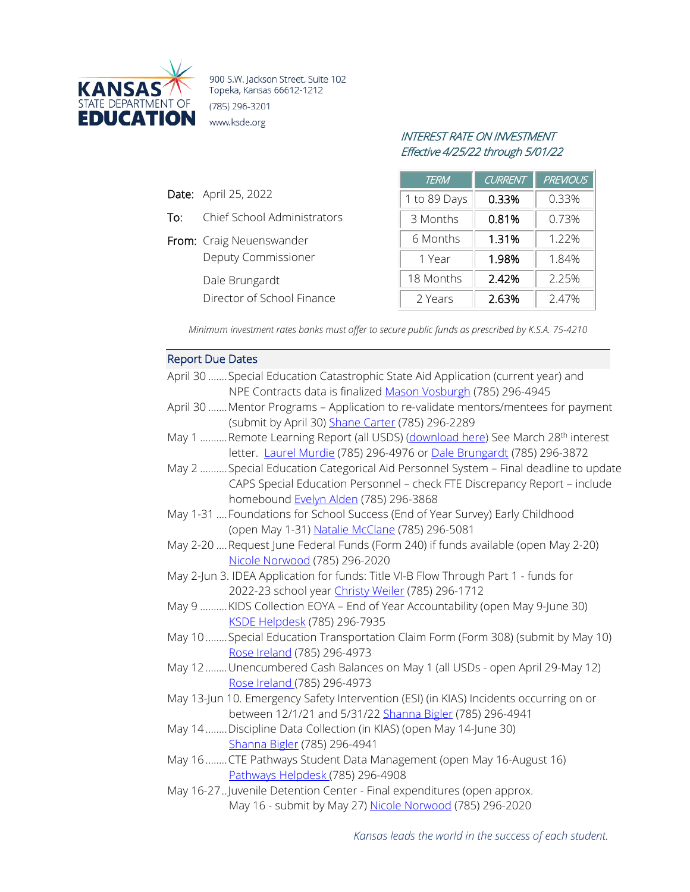KANSAS STATE DEPARTMENT OF EDUCATION

900 S.W. Jackson Street, Suite 102
Topeka, Kansas 66612-1212
(785) 296-3201
www.ksde.org

*INTEREST RATE ON INVESTMENT*
*Effective 4/25/22 through 5/01/22*

| TERM | CURRENT | PREVIOUS |
|---|---|---|
| 1 to 89 Days | **0.33%** | 0.33% |
| 3 Months | **0.81%** | 0.73% |
| 6 Months | **1.31%** | 1.22% |
| 1 Year | **1.98%** | 1.84% |
| 18 Months | **2.42%** | 2.25% |
| 2 Years | **2.63%** | 2.47% |

Date: April 25, 2022

To: Chief School Administrators

From: Craig Neuenswander
Deputy Commissioner

Dale Brungardt
Director of School Finance

*Minimum investment rates banks must offer to secure public funds as prescribed by K.S.A. 75-4210*

## Report Due Dates

April 30 ....... Special Education Catastrophic State Aid Application (current year) and NPE Contracts data is finalized Mason Vosburgh (785) 296-4945

April 30 ....... Mentor Programs – Application to re-validate mentors/mentees for payment (submit by April 30) Shane Carter (785) 296-2289

May 1 .......... Remote Learning Report (all USDS) (download here) See March 28th interest letter. Laurel Murdie (785) 296-4976 or Dale Brungardt (785) 296-3872

May 2 .......... Special Education Categorical Aid Personnel System – Final deadline to update CAPS Special Education Personnel – check FTE Discrepancy Report – include homebound Evelyn Alden (785) 296-3868

May 1-31 .... Foundations for School Success (End of Year Survey) Early Childhood (open May 1-31) Natalie McClane (785) 296-5081

May 2-20 .... Request June Federal Funds (Form 240) if funds available (open May 2-20) Nicole Norwood (785) 296-2020

May 2-Jun 3. IDEA Application for funds: Title VI-B Flow Through Part 1 - funds for 2022-23 school year Christy Weiler (785) 296-1712

May 9 .......... KIDS Collection EOYA – End of Year Accountability (open May 9-June 30) KSDE Helpdesk (785) 296-7935

May 10 ........ Special Education Transportation Claim Form (Form 308) (submit by May 10) Rose Ireland (785) 296-4973

May 12 ........ Unencumbered Cash Balances on May 1 (all USDs - open April 29-May 12) Rose Ireland (785) 296-4973

May 13-Jun 10. Emergency Safety Intervention (ESI) (in KIAS) Incidents occurring on or between 12/1/21 and 5/31/22 Shanna Bigler (785) 296-4941

May 14 ........ Discipline Data Collection (in KIAS) (open May 14-June 30) Shanna Bigler (785) 296-4941

May 16 ........ CTE Pathways Student Data Management (open May 16-August 16) Pathways Helpdesk (785) 296-4908

May 16-27 .. Juvenile Detention Center - Final expenditures (open approx. May 16 - submit by May 27) Nicole Norwood (785) 296-2020

*Kansas leads the world in the success of each student.*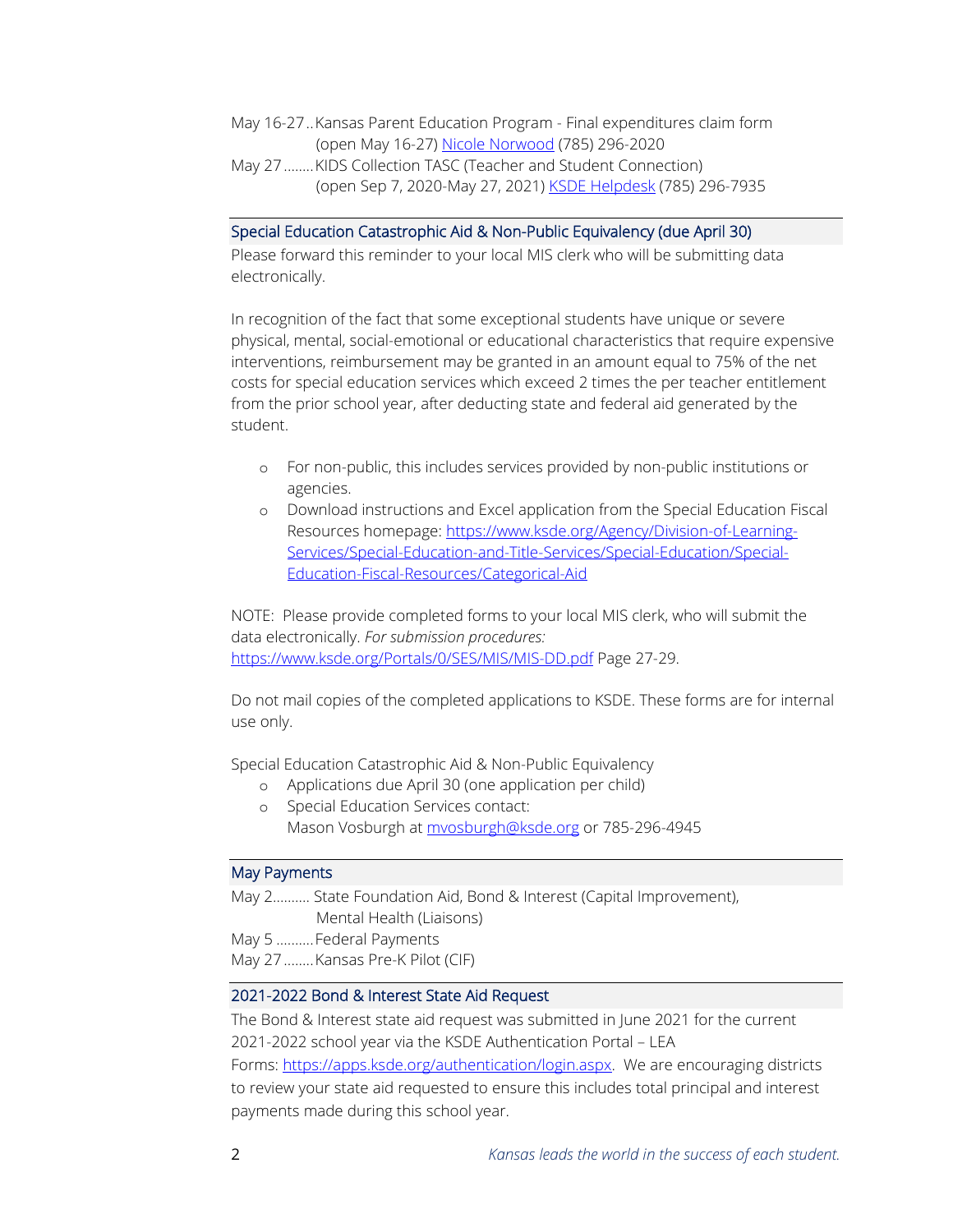May 16-27..Kansas Parent Education Program - Final expenditures claim form (open May 16-27) [Nicole Norwood](#) (785) 296-2020

May 27........KIDS Collection TASC (Teacher and Student Connection) (open Sep 7, 2020-May 27, 2021) [KSDE Helpdesk](#) (785) 296-7935

## Special Education Catastrophic Aid & Non-Public Equivalency (due April 30)

Please forward this reminder to your local MIS clerk who will be submitting data electronically.

In recognition of the fact that some exceptional students have unique or severe physical, mental, social-emotional or educational characteristics that require expensive interventions, reimbursement may be granted in an amount equal to 75% of the net costs for special education services which exceed 2 times the per teacher entitlement from the prior school year, after deducting state and federal aid generated by the student.

- For non-public, this includes services provided by non-public institutions or agencies.
- Download instructions and Excel application from the Special Education Fiscal Resources homepage: https://www.ksde.org/Agency/Division-of-Learning-Services/Special-Education-and-Title-Services/Special-Education/Special-Education-Fiscal-Resources/Categorical-Aid

NOTE: Please provide completed forms to your local MIS clerk, who will submit the data electronically. *For submission procedures:* https://www.ksde.org/Portals/0/SES/MIS/MIS-DD.pdf Page 27-29.

Do not mail copies of the completed applications to KSDE. These forms are for internal use only.

Special Education Catastrophic Aid & Non-Public Equivalency

- Applications due April 30 (one application per child)
- Special Education Services contact:
  Mason Vosburgh at mvosburgh@ksde.org or 785-296-4945

## May Payments

May 2.......... State Foundation Aid, Bond & Interest (Capital Improvement), Mental Health (Liaisons)

May 5 ..........Federal Payments

May 27........Kansas Pre-K Pilot (CIF)

## 2021-2022 Bond & Interest State Aid Request

The Bond & Interest state aid request was submitted in June 2021 for the current 2021-2022 school year via the KSDE Authentication Portal – LEA Forms: https://apps.ksde.org/authentication/login.aspx. We are encouraging districts to review your state aid requested to ensure this includes total principal and interest payments made during this school year.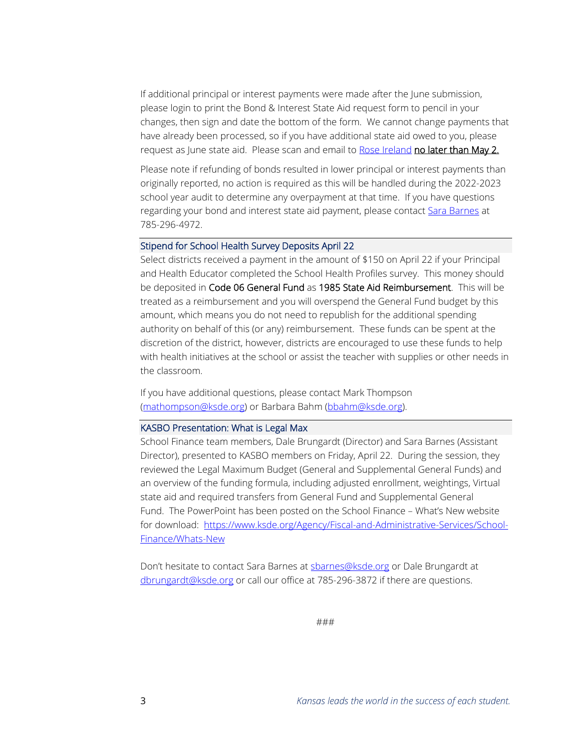If additional principal or interest payments were made after the June submission, please login to print the Bond & Interest State Aid request form to pencil in your changes, then sign and date the bottom of the form. We cannot change payments that have already been processed, so if you have additional state aid owed to you, please request as June state aid. Please scan and email to Rose Ireland **no later than May 2.**

Please note if refunding of bonds resulted in lower principal or interest payments than originally reported, no action is required as this will be handled during the 2022-2023 school year audit to determine any overpayment at that time. If you have questions regarding your bond and interest state aid payment, please contact Sara Barnes at 785-296-4972.

## Stipend for School Health Survey Deposits April 22

Select districts received a payment in the amount of $150 on April 22 if your Principal and Health Educator completed the School Health Profiles survey. This money should be deposited in Code 06 General Fund as 1985 State Aid Reimbursement. This will be treated as a reimbursement and you will overspend the General Fund budget by this amount, which means you do not need to republish for the additional spending authority on behalf of this (or any) reimbursement. These funds can be spent at the discretion of the district, however, districts are encouraged to use these funds to help with health initiatives at the school or assist the teacher with supplies or other needs in the classroom.

If you have additional questions, please contact Mark Thompson (mathompson@ksde.org) or Barbara Bahm (bbahm@ksde.org).

## KASBO Presentation: What is Legal Max

School Finance team members, Dale Brungardt (Director) and Sara Barnes (Assistant Director), presented to KASBO members on Friday, April 22. During the session, they reviewed the Legal Maximum Budget (General and Supplemental General Funds) and an overview of the funding formula, including adjusted enrollment, weightings, Virtual state aid and required transfers from General Fund and Supplemental General Fund. The PowerPoint has been posted on the School Finance – What's New website for download: https://www.ksde.org/Agency/Fiscal-and-Administrative-Services/School-Finance/Whats-New

Don't hesitate to contact Sara Barnes at sbarnes@ksde.org or Dale Brungardt at dbrungardt@ksde.org or call our office at 785-296-3872 if there are questions.

###